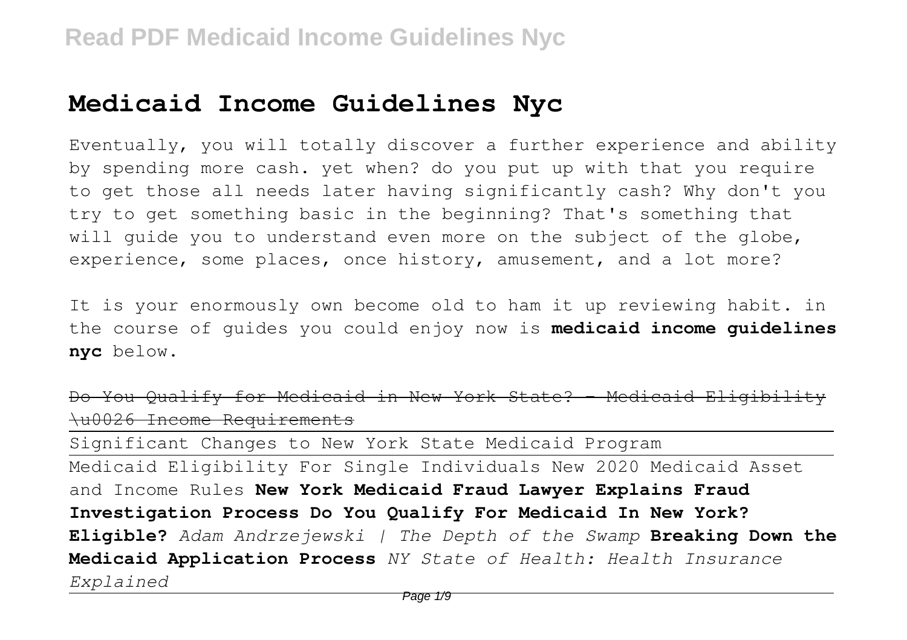# Medicaid Income Guidelines Nyc

Eventually, you will totally discover a further experience and ability by spending more cash. yet when? do you put up with that you require to get those all needs later having significantly cash? Why don't you try to get something basic in the beginning? That's something that will guide you to understand even more on the subject of the globe, experience, some places, once history, amusement, and a lot more?

It is your enormously own become old to ham it up reviewing habit. in the course of guides you could enjoy now is **medicaid income guidelines nyc** below.

~~Do You Qualify for Medicaid in New York State? - Medicaid Eligibility \u0026 Income Requirements~~

Significant Changes to New York State Medicaid Program

Medicaid Eligibility For Single Individuals New 2020 Medicaid Asset and Income Rules **New York Medicaid Fraud Lawyer Explains Fraud Investigation Process Do You Qualify For Medicaid In New York? Eligible?** *Adam Andrzejewski | The Depth of the Swamp* **Breaking Down the Medicaid Application Process** *NY State of Health: Health Insurance Explained*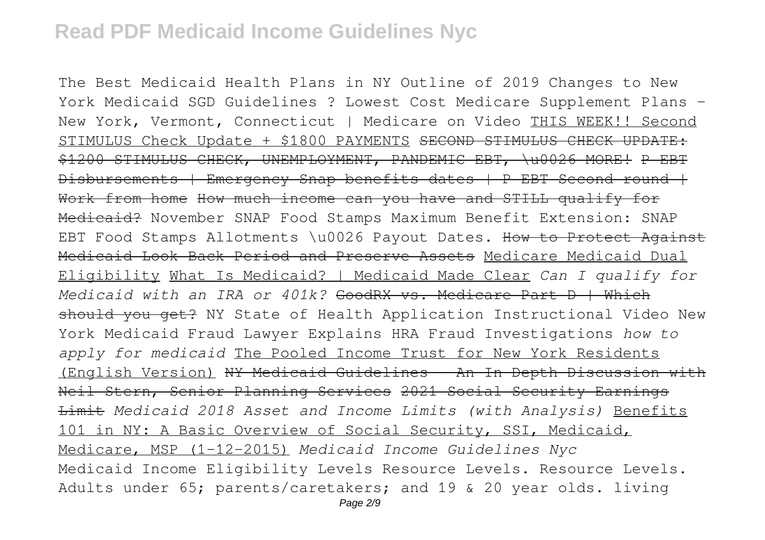The Best Medicaid Health Plans in NY Outline of 2019 Changes to New York Medicaid SGD Guidelines ? Lowest Cost Medicare Supplement Plans - New York, Vermont, Connecticut | Medicare on Video THIS WEEK!! Second STIMULUS Check Update + $1800 PAYMENTS ~~SECOND STIMULUS CHECK UPDATE: $1200 STIMULUS CHECK, UNEMPLOYMENT, PANDEMIC EBT, \u0026 MORE!~~ ~~P EBT Disbursements | Emergency Snap benefits dates | P EBT Second round | Work from home~~ ~~How much income can you have and STILL qualify for Medicaid?~~ November SNAP Food Stamps Maximum Benefit Extension: SNAP EBT Food Stamps Allotments \u0026 Payout Dates. ~~How to Protect Against Medicaid Look Back Period and Preserve Assets~~ Medicare Medicaid Dual Eligibility What Is Medicaid? | Medicaid Made Clear *Can I qualify for Medicaid with an IRA or 401k?* ~~GoodRX vs. Medicare Part D | Which should you get?~~ NY State of Health Application Instructional Video New York Medicaid Fraud Lawyer Explains HRA Fraud Investigations *how to apply for medicaid* The Pooled Income Trust for New York Residents (English Version) ~~NY Medicaid Guidelines - An In Depth Discussion with Neil Stern, Senior Planning Services~~ ~~2021 Social Security Earnings Limit~~ *Medicaid 2018 Asset and Income Limits (with Analysis)* Benefits 101 in NY: A Basic Overview of Social Security, SSI, Medicaid, Medicare, MSP (1-12-2015) *Medicaid Income Guidelines Nyc*

Medicaid Income Eligibility Levels Resource Levels. Resource Levels. Adults under 65; parents/caretakers; and 19 & 20 year olds. living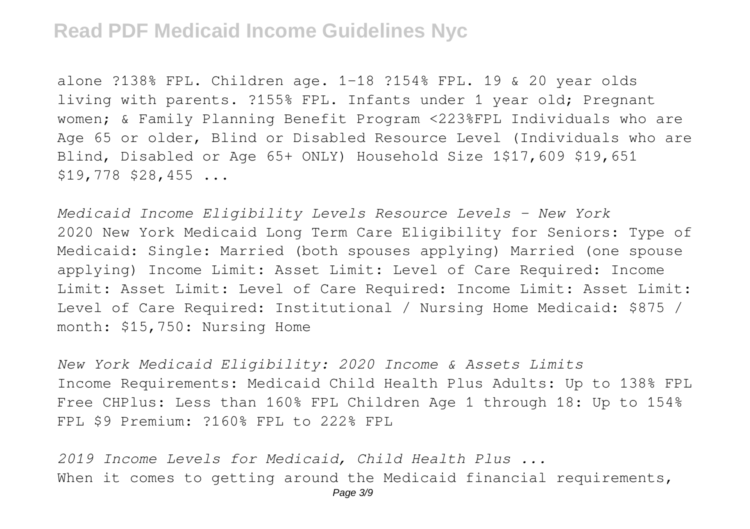alone ?138% FPL. Children age. 1-18 ?154% FPL. 19 & 20 year olds living with parents. ?155% FPL. Infants under 1 year old; Pregnant women; & Family Planning Benefit Program <223%FPL Individuals who are Age 65 or older, Blind or Disabled Resource Level (Individuals who are Blind, Disabled or Age 65+ ONLY) Household Size 1$17,609 $19,651 $19,778 $28,455 ...

*Medicaid Income Eligibility Levels Resource Levels - New York*

2020 New York Medicaid Long Term Care Eligibility for Seniors: Type of Medicaid: Single: Married (both spouses applying) Married (one spouse applying) Income Limit: Asset Limit: Level of Care Required: Income Limit: Asset Limit: Level of Care Required: Income Limit: Asset Limit: Level of Care Required: Institutional / Nursing Home Medicaid: $875 / month: $15,750: Nursing Home

*New York Medicaid Eligibility: 2020 Income & Assets Limits*

Income Requirements: Medicaid Child Health Plus Adults: Up to 138% FPL Free CHPlus: Less than 160% FPL Children Age 1 through 18: Up to 154% FPL $9 Premium: ?160% FPL to 222% FPL

*2019 Income Levels for Medicaid, Child Health Plus ...*

When it comes to getting around the Medicaid financial requirements,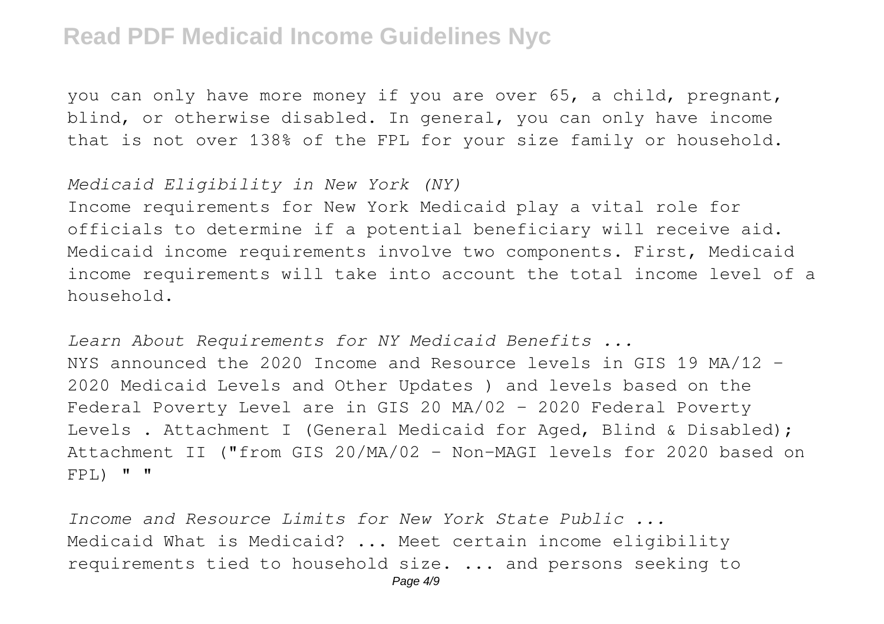you can only have more money if you are over 65, a child, pregnant, blind, or otherwise disabled. In general, you can only have income that is not over 138% of the FPL for your size family or household.

*Medicaid Eligibility in New York (NY)*

Income requirements for New York Medicaid play a vital role for officials to determine if a potential beneficiary will receive aid. Medicaid income requirements involve two components. First, Medicaid income requirements will take into account the total income level of a household.

*Learn About Requirements for NY Medicaid Benefits ...*

NYS announced the 2020 Income and Resource levels in GIS 19 MA/12 - 2020 Medicaid Levels and Other Updates ) and levels based on the Federal Poverty Level are in GIS 20 MA/02 - 2020 Federal Poverty Levels . Attachment I (General Medicaid for Aged, Blind & Disabled); Attachment II ("from GIS 20/MA/02 - Non-MAGI levels for 2020 based on FPL) " "

*Income and Resource Limits for New York State Public ...*

Medicaid What is Medicaid? ... Meet certain income eligibility requirements tied to household size. ... and persons seeking to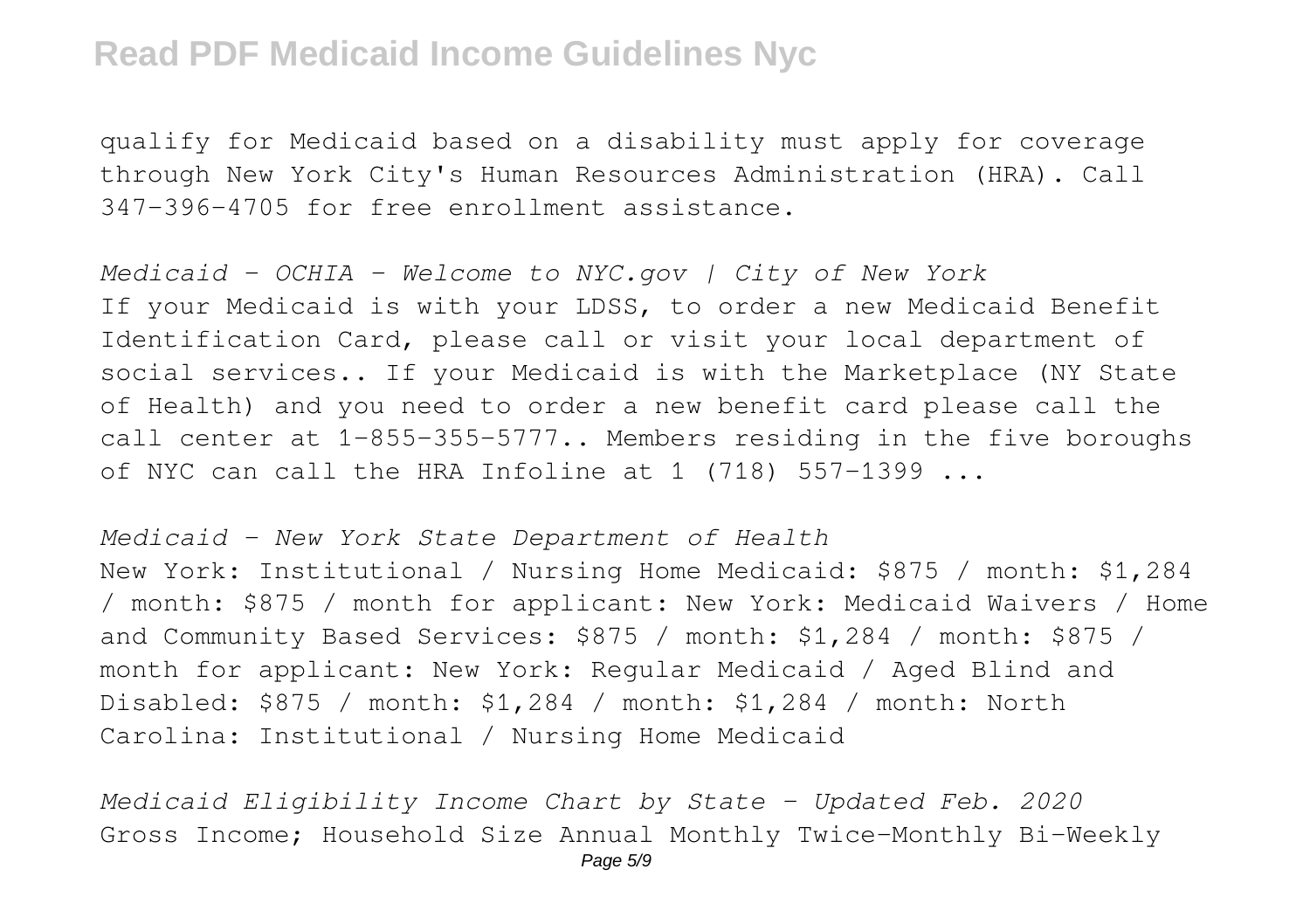qualify for Medicaid based on a disability must apply for coverage through New York City's Human Resources Administration (HRA). Call 347-396-4705 for free enrollment assistance.

*Medicaid - OCHIA - Welcome to NYC.gov | City of New York*

If your Medicaid is with your LDSS, to order a new Medicaid Benefit Identification Card, please call or visit your local department of social services.. If your Medicaid is with the Marketplace (NY State of Health) and you need to order a new benefit card please call the call center at 1-855-355-5777.. Members residing in the five boroughs of NYC can call the HRA Infoline at 1 (718) 557-1399 ...

*Medicaid - New York State Department of Health*

New York: Institutional / Nursing Home Medicaid: $875 / month: $1,284 / month: $875 / month for applicant: New York: Medicaid Waivers / Home and Community Based Services: $875 / month: $1,284 / month: $875 / month for applicant: New York: Regular Medicaid / Aged Blind and Disabled: $875 / month: $1,284 / month: $1,284 / month: North Carolina: Institutional / Nursing Home Medicaid

*Medicaid Eligibility Income Chart by State - Updated Feb. 2020*

Gross Income; Household Size Annual Monthly Twice-Monthly Bi-Weekly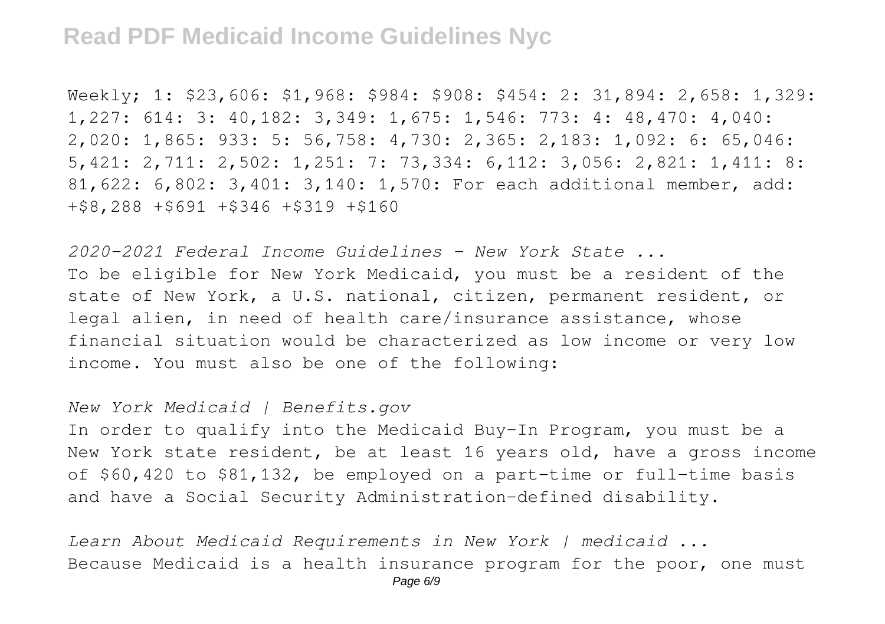Weekly; 1: $23,606: $1,968: $984: $908: $454: 2: 31,894: 2,658: 1,329: 1,227: 614: 3: 40,182: 3,349: 1,675: 1,546: 773: 4: 48,470: 4,040: 2,020: 1,865: 933: 5: 56,758: 4,730: 2,365: 2,183: 1,092: 6: 65,046: 5,421: 2,711: 2,502: 1,251: 7: 73,334: 6,112: 3,056: 2,821: 1,411: 8: 81,622: 6,802: 3,401: 3,140: 1,570: For each additional member, add: +$8,288 +$691 +$346 +$319 +$160

*2020-2021 Federal Income Guidelines - New York State ...*

To be eligible for New York Medicaid, you must be a resident of the state of New York, a U.S. national, citizen, permanent resident, or legal alien, in need of health care/insurance assistance, whose financial situation would be characterized as low income or very low income. You must also be one of the following:

*New York Medicaid | Benefits.gov*

In order to qualify into the Medicaid Buy-In Program, you must be a New York state resident, be at least 16 years old, have a gross income of $60,420 to $81,132, be employed on a part-time or full-time basis and have a Social Security Administration-defined disability.

*Learn About Medicaid Requirements in New York | medicaid ...*

Because Medicaid is a health insurance program for the poor, one must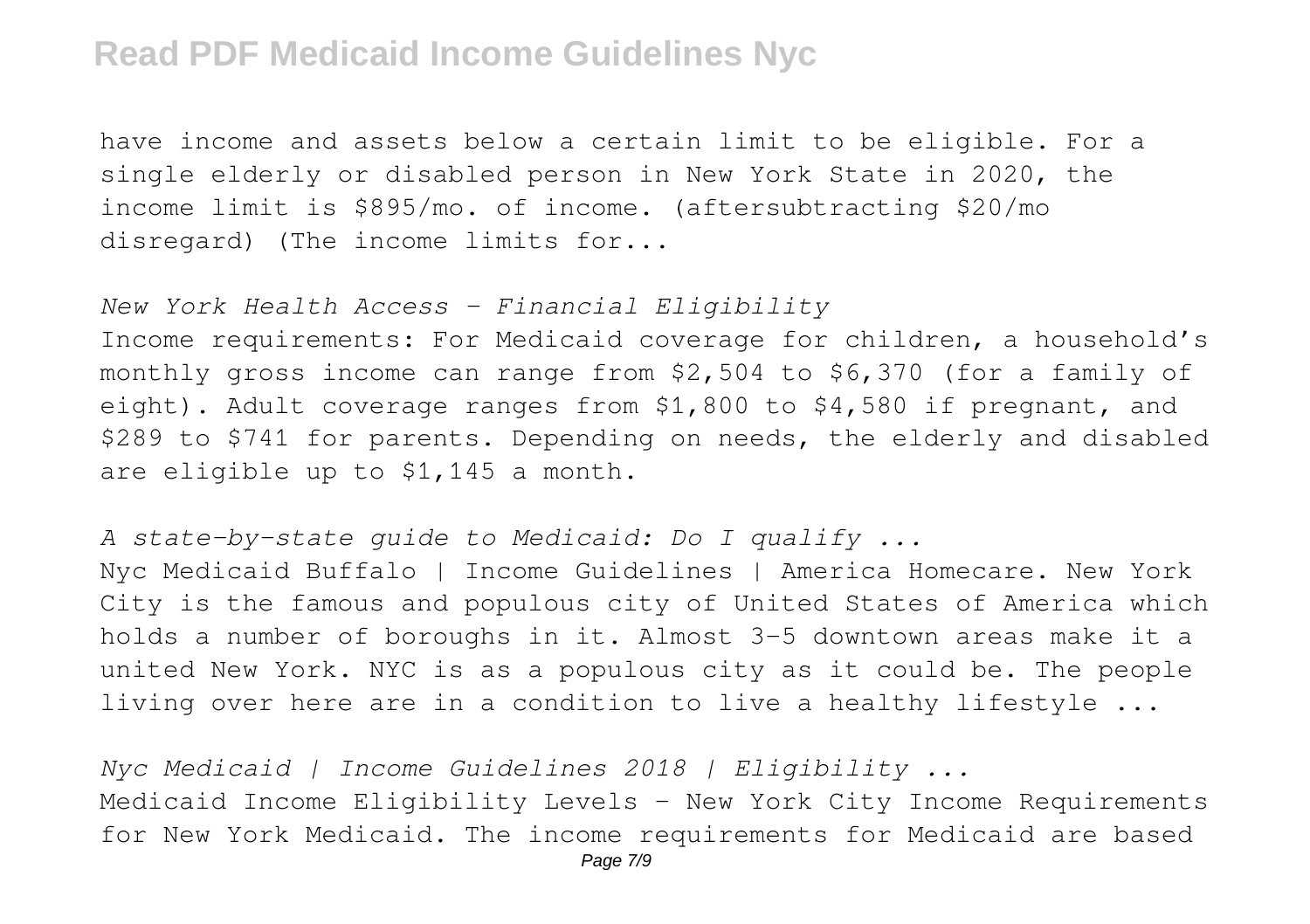have income and assets below a certain limit to be eligible. For a single elderly or disabled person in New York State in 2020, the income limit is $895/mo. of income. (aftersubtracting $20/mo disregard) (The income limits for...

*New York Health Access - Financial Eligibility*

Income requirements: For Medicaid coverage for children, a household's monthly gross income can range from $2,504 to $6,370 (for a family of eight). Adult coverage ranges from $1,800 to $4,580 if pregnant, and $289 to $741 for parents. Depending on needs, the elderly and disabled are eligible up to $1,145 a month.

*A state-by-state guide to Medicaid: Do I qualify ...*

Nyc Medicaid Buffalo | Income Guidelines | America Homecare. New York City is the famous and populous city of United States of America which holds a number of boroughs in it. Almost 3-5 downtown areas make it a united New York. NYC is as a populous city as it could be. The people living over here are in a condition to live a healthy lifestyle ...

*Nyc Medicaid | Income Guidelines 2018 | Eligibility ...*

Medicaid Income Eligibility Levels - New York City Income Requirements for New York Medicaid. The income requirements for Medicaid are based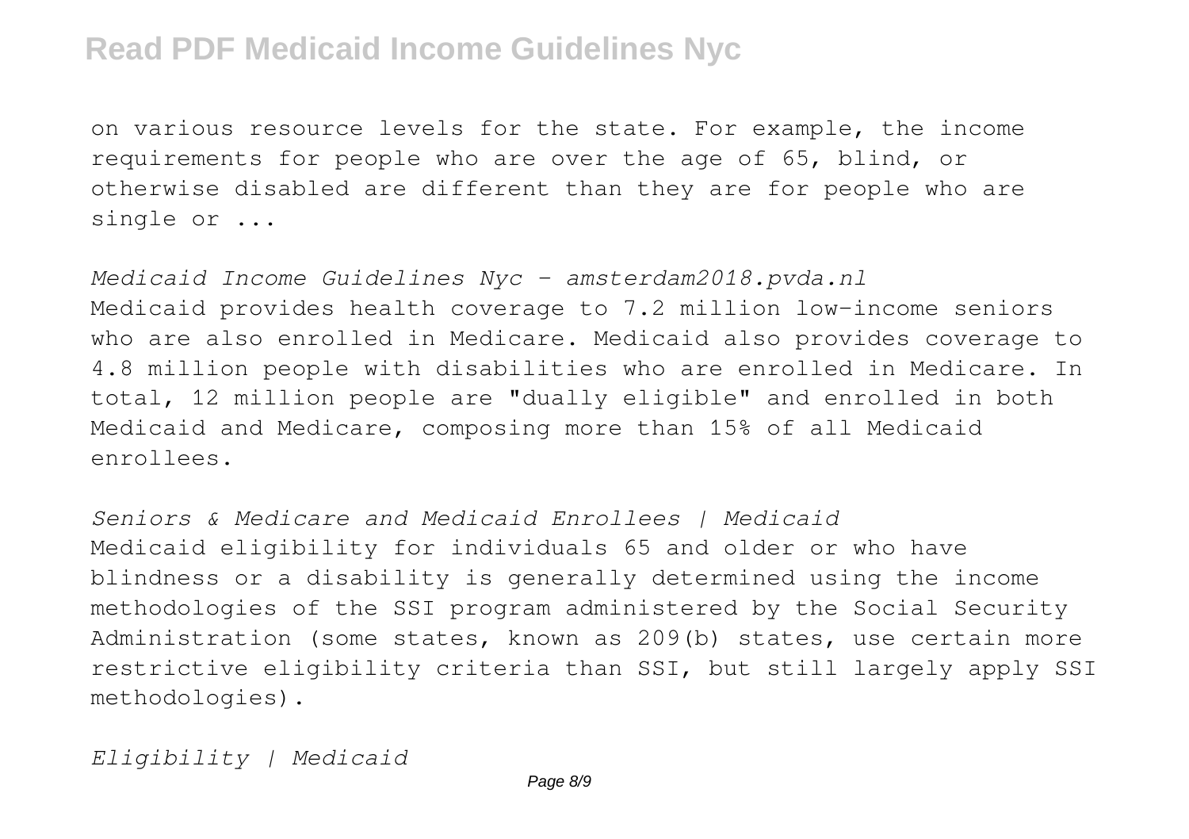on various resource levels for the state. For example, the income requirements for people who are over the age of 65, blind, or otherwise disabled are different than they are for people who are single or ...

*Medicaid Income Guidelines Nyc - amsterdam2018.pvda.nl*

Medicaid provides health coverage to 7.2 million low-income seniors who are also enrolled in Medicare. Medicaid also provides coverage to 4.8 million people with disabilities who are enrolled in Medicare. In total, 12 million people are "dually eligible" and enrolled in both Medicaid and Medicare, composing more than 15% of all Medicaid enrollees.

*Seniors & Medicare and Medicaid Enrollees | Medicaid*

Medicaid eligibility for individuals 65 and older or who have blindness or a disability is generally determined using the income methodologies of the SSI program administered by the Social Security Administration (some states, known as 209(b) states, use certain more restrictive eligibility criteria than SSI, but still largely apply SSI methodologies).

*Eligibility | Medicaid*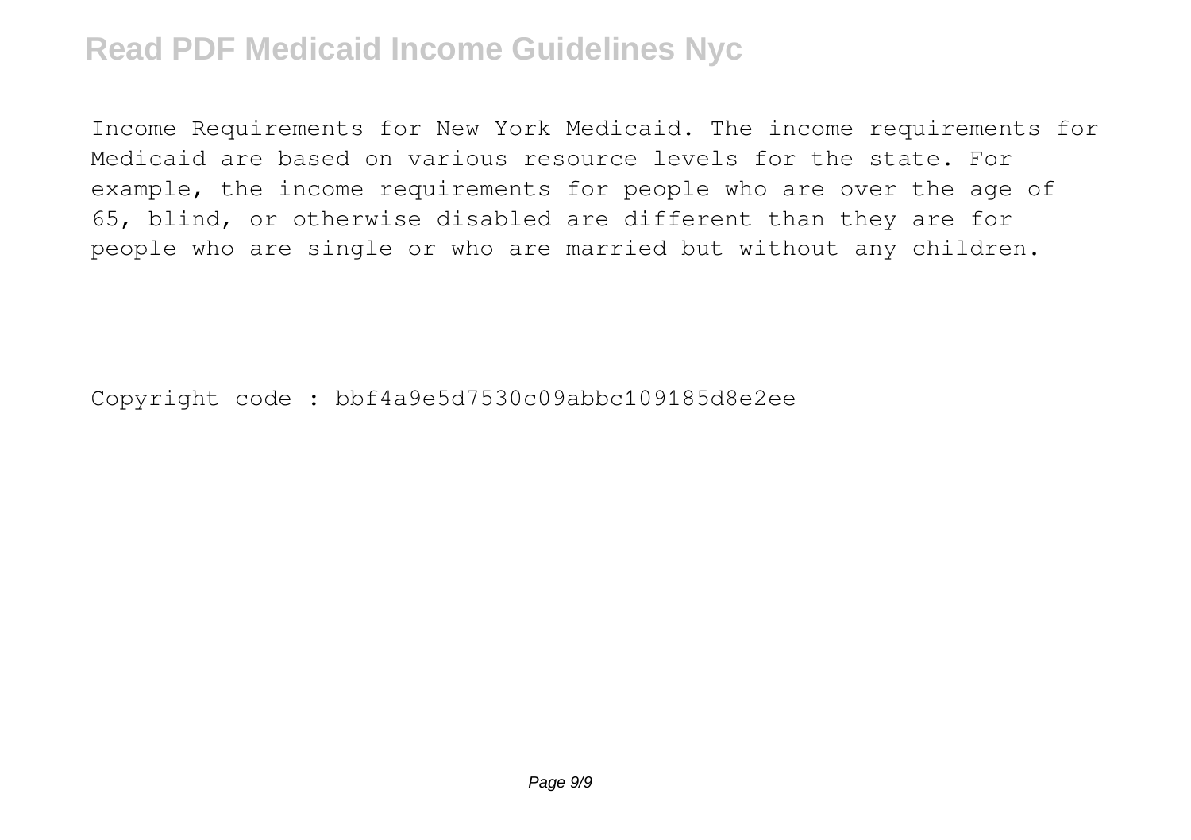Income Requirements for New York Medicaid. The income requirements for Medicaid are based on various resource levels for the state. For example, the income requirements for people who are over the age of 65, blind, or otherwise disabled are different than they are for people who are single or who are married but without any children.

Copyright code : bbf4a9e5d7530c09abbc109185d8e2ee